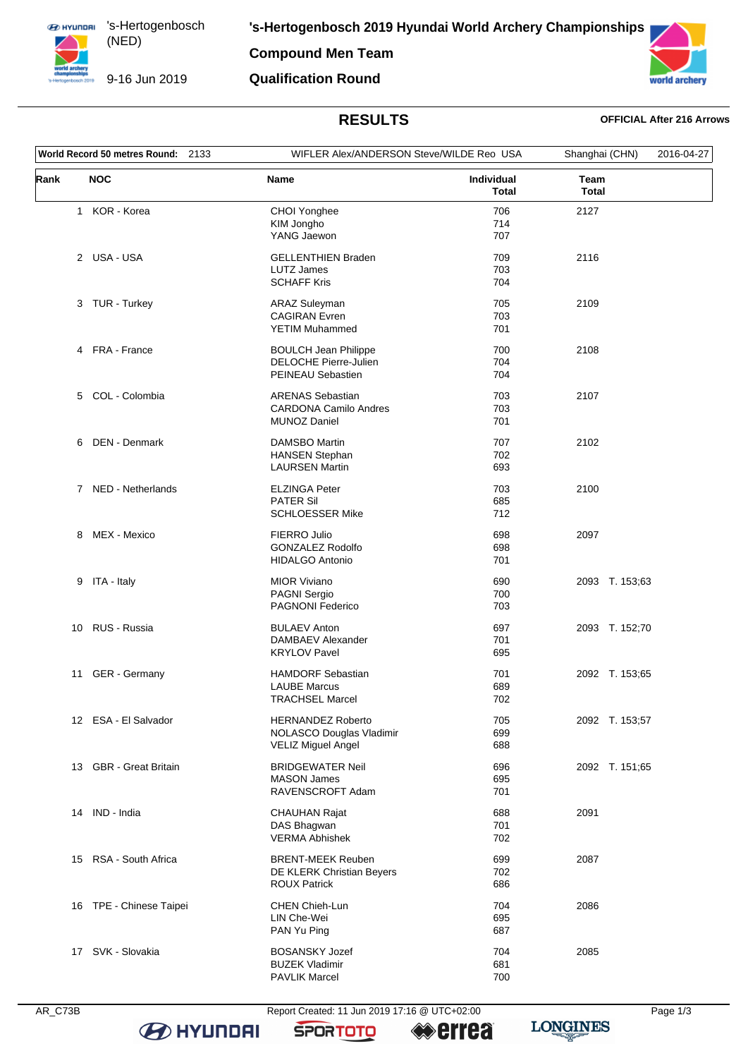# 's-Hertogenbosch 2019 Hyundai World Archery Championships

's-Hertogenbosch (NED)

9-16 Jun 2019

## Compound Men Team

## Qualification Round

## RESULTS

**OFFICIAL After 216 Arrows**

| World Record 50 metres Round: | 2133 | WIFLER Alex/ANDERSON Steve/WILDE Reo USA | Shanghai (CHN) | 2016-04-27 |
|---|---|---|---|---|

| Rank | NOC | Name | Individual Total | Team Total |
|---|---|---|---|---|
| 1 | KOR - Korea | CHOI Yonghee | 706 | 2127 |
| | | KIM Jongho | 714 | |
| | | YANG Jaewon | 707 | |
| 2 | USA - USA | GELLENTHIEN Braden | 709 | 2116 |
| | | LUTZ James | 703 | |
| | | SCHAFF Kris | 704 | |
| 3 | TUR - Turkey | ARAZ Suleyman | 705 | 2109 |
| | | CAGIRAN Evren | 703 | |
| | | YETIM Muhammed | 701 | |
| 4 | FRA - France | BOULCH Jean Philippe | 700 | 2108 |
| | | DELOCHE Pierre-Julien | 704 | |
| | | PEINEAU Sebastien | 704 | |
| 5 | COL - Colombia | ARENAS Sebastian | 703 | 2107 |
| | | CARDONA Camilo Andres | 703 | |
| | | MUNOZ Daniel | 701 | |
| 6 | DEN - Denmark | DAMSBO Martin | 707 | 2102 |
| | | HANSEN Stephan | 702 | |
| | | LAURSEN Martin | 693 | |
| 7 | NED - Netherlands | ELZINGA Peter | 703 | 2100 |
| | | PATER Sil | 685 | |
| | | SCHLOESSER Mike | 712 | |
| 8 | MEX - Mexico | FIERRO Julio | 698 | 2097 |
| | | GONZALEZ Rodolfo | 698 | |
| | | HIDALGO Antonio | 701 | |
| 9 | ITA - Italy | MIOR Viviano | 690 | 2093 T. 153;63 |
| | | PAGNI Sergio | 700 | |
| | | PAGNONI Federico | 703 | |
| 10 | RUS - Russia | BULAEV Anton | 697 | 2093 T. 152;70 |
| | | DAMBAEV Alexander | 701 | |
| | | KRYLOV Pavel | 695 | |
| 11 | GER - Germany | HAMDORF Sebastian | 701 | 2092 T. 153;65 |
| | | LAUBE Marcus | 689 | |
| | | TRACHSEL Marcel | 702 | |
| 12 | ESA - El Salvador | HERNANDEZ Roberto | 705 | 2092 T. 153;57 |
| | | NOLASCO Douglas Vladimir | 699 | |
| | | VELIZ Miguel Angel | 688 | |
| 13 | GBR - Great Britain | BRIDGEWATER Neil | 696 | 2092 T. 151;65 |
| | | MASON James | 695 | |
| | | RAVENSCROFT Adam | 701 | |
| 14 | IND - India | CHAUHAN Rajat | 688 | 2091 |
| | | DAS Bhagwan | 701 | |
| | | VERMA Abhishek | 702 | |
| 15 | RSA - South Africa | BRENT-MEEK Reuben | 699 | 2087 |
| | | DE KLERK Christian Beyers | 702 | |
| | | ROUX Patrick | 686 | |
| 16 | TPE - Chinese Taipei | CHEN Chieh-Lun | 704 | 2086 |
| | | LIN Che-Wei | 695 | |
| | | PAN Yu Ping | 687 | |
| 17 | SVK - Slovakia | BOSANSKY Jozef | 704 | 2085 |
| | | BUZEK Vladimir | 681 | |
| | | PAVLIK Marcel | 700 | |

AR_C73B Report Created: 11 Jun 2019 17:16 @ UTC+02:00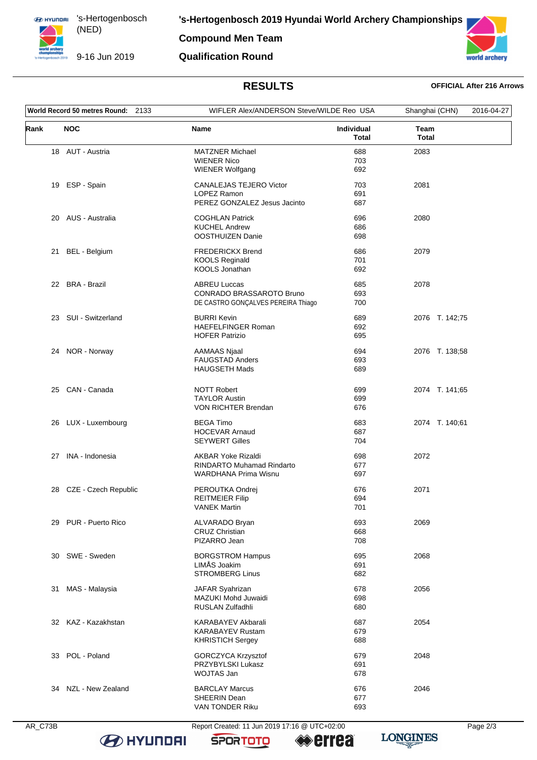's-Hertogenbosch (NED)

9-16 Jun 2019

# 's-Hertogenbosch 2019 Hyundai World Archery Championships

## Compound Men Team

## Qualification Round

### RESULTS

**OFFICIAL After 216 Arrows**

| **World Record 50 metres Round:** 2133 | WIFLER Alex/ANDERSON Steve/WILDE Reo USA | Shanghai (CHN) | 2016-04-27 |
|---|---|---|---|

| Rank | NOC | Name | Individual Total | Team Total |
|---|---|---|---|---|
| 18 | AUT - Austria | MATZNER Michael | 688 | 2083 |
| | | WIENER Nico | 703 | |
| | | WIENER Wolfgang | 692 | |
| 19 | ESP - Spain | CANALEJAS TEJERO Victor | 703 | 2081 |
| | | LOPEZ Ramon | 691 | |
| | | PEREZ GONZALEZ Jesus Jacinto | 687 | |
| 20 | AUS - Australia | COGHLAN Patrick | 696 | 2080 |
| | | KUCHEL Andrew | 686 | |
| | | OOSTHUIZEN Danie | 698 | |
| 21 | BEL - Belgium | FREDERICKX Brend | 686 | 2079 |
| | | KOOLS Reginald | 701 | |
| | | KOOLS Jonathan | 692 | |
| 22 | BRA - Brazil | ABREU Luccas | 685 | 2078 |
| | | CONRADO BRASSAROTO Bruno | 693 | |
| | | DE CASTRO GONÇALVES PEREIRA Thiago | 700 | |
| 23 | SUI - Switzerland | BURRI Kevin | 689 | 2076 T. 142;75 |
| | | HAEFELFINGER Roman | 692 | |
| | | HOFER Patrizio | 695 | |
| 24 | NOR - Norway | AAMAAS Njaal | 694 | 2076 T. 138;58 |
| | | FAUGSTAD Anders | 693 | |
| | | HAUGSETH Mads | 689 | |
| 25 | CAN - Canada | NOTT Robert | 699 | 2074 T. 141;65 |
| | | TAYLOR Austin | 699 | |
| | | VON RICHTER Brendan | 676 | |
| 26 | LUX - Luxembourg | BEGA Timo | 683 | 2074 T. 140;61 |
| | | HOCEVAR Arnaud | 687 | |
| | | SEYWERT Gilles | 704 | |
| 27 | INA - Indonesia | AKBAR Yoke Rizaldi | 698 | 2072 |
| | | RINDARTO Muhamad Rindarto | 677 | |
| | | WARDHANA Prima Wisnu | 697 | |
| 28 | CZE - Czech Republic | PEROUTKA Ondrej | 676 | 2071 |
| | | REITMEIER Filip | 694 | |
| | | VANEK Martin | 701 | |
| 29 | PUR - Puerto Rico | ALVARADO Bryan | 693 | 2069 |
| | | CRUZ Christian | 668 | |
| | | PIZARRO Jean | 708 | |
| 30 | SWE - Sweden | BORGSTROM Hampus | 695 | 2068 |
| | | LIMÅS Joakim | 691 | |
| | | STROMBERG Linus | 682 | |
| 31 | MAS - Malaysia | JAFAR Syahrizan | 678 | 2056 |
| | | MAZUKI Mohd Juwaidi | 698 | |
| | | RUSLAN Zulfadhli | 680 | |
| 32 | KAZ - Kazakhstan | KARABAYEV Akbarali | 687 | 2054 |
| | | KARABAYEV Rustam | 679 | |
| | | KHRISTICH Sergey | 688 | |
| 33 | POL - Poland | GORCZYCA Krzysztof | 679 | 2048 |
| | | PRZYBYLSKI Lukasz | 691 | |
| | | WOJTAS Jan | 678 | |
| 34 | NZL - New Zealand | BARCLAY Marcus | 676 | 2046 |
| | | SHEERIN Dean | 677 | |
| | | VAN TONDER Riku | 693 | |

AR_C73B — Report Created: 11 Jun 2019 17:16 @ UTC+02:00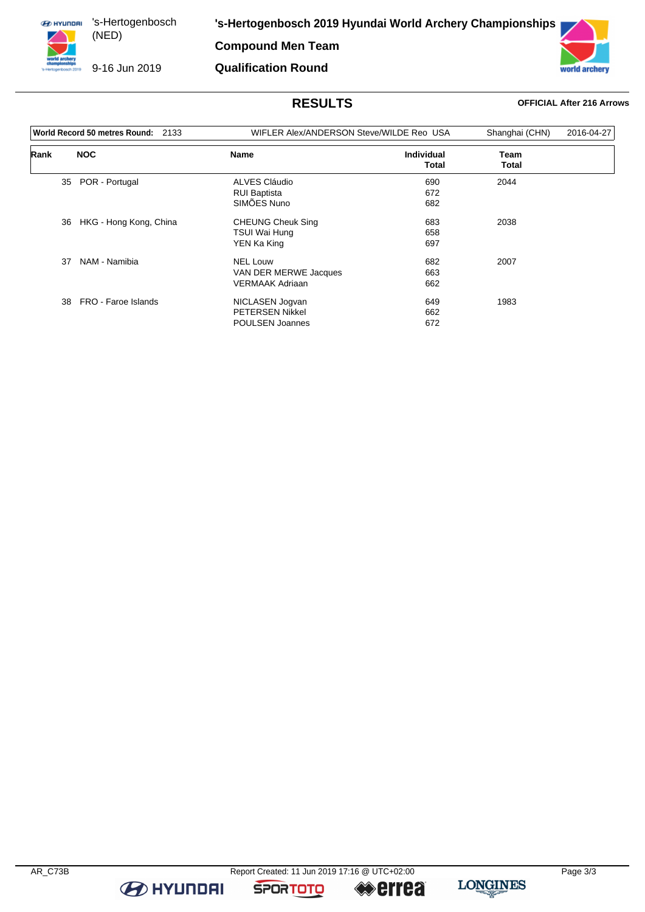## RESULTS

**OFFICIAL After 216 Arrows**

| **World Record 50 metres Round:** 2133 | WIFLER Alex/ANDERSON Steve/WILDE Reo USA | Shanghai (CHN) | 2016-04-27 |
|---|---|---|---|

| Rank | NOC | Name | Individual Total | Team Total |
|---|---|---|---|---|
| 35 | POR - Portugal | ALVES Cláudio | 690 | 2044 |
| | | RUI Baptista | 672 | |
| | | SIMÕES Nuno | 682 | |
| 36 | HKG - Hong Kong, China | CHEUNG Cheuk Sing | 683 | 2038 |
| | | TSUI Wai Hung | 658 | |
| | | YEN Ka King | 697 | |
| 37 | NAM - Namibia | NEL Louw | 682 | 2007 |
| | | VAN DER MERWE Jacques | 663 | |
| | | VERMAAK Adriaan | 662 | |
| 38 | FRO - Faroe Islands | NICLASEN Jogvan | 649 | 1983 |
| | | PETERSEN Nikkel | 662 | |
| | | POULSEN Joannes | 672 | |

AR_C73B Report Created: 11 Jun 2019 17:16 @ UTC+02:00